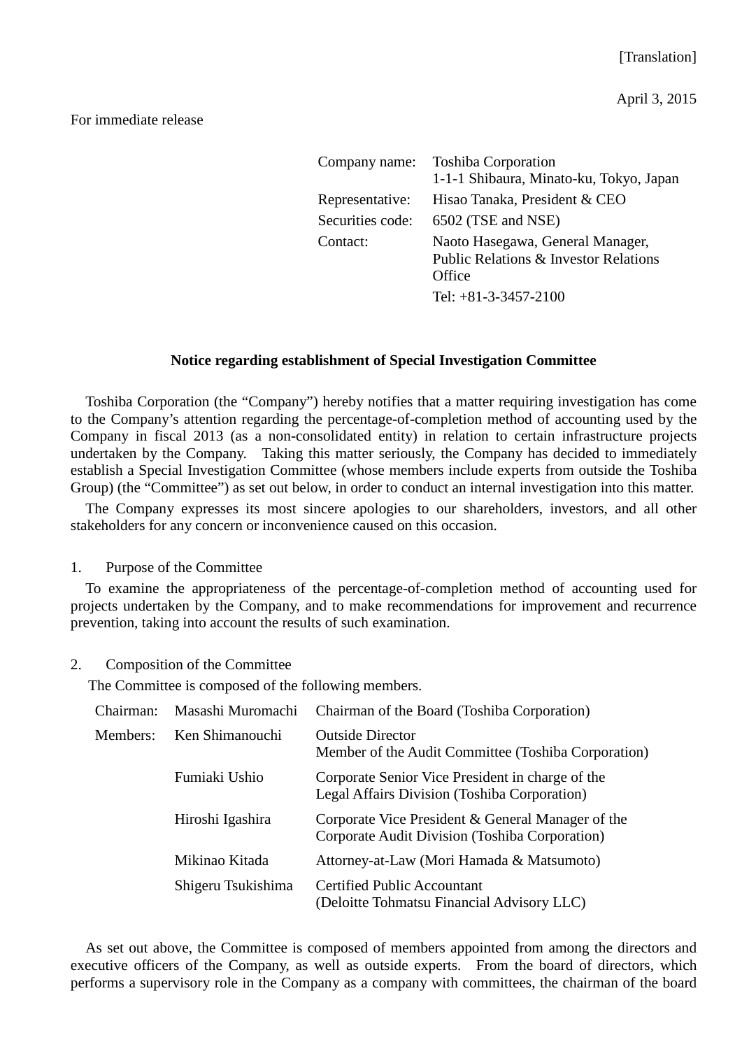[Translation]

April 3, 2015

For immediate release

| | |
|---|---|
| Company name: | Toshiba Corporation<br>1-1-1 Shibaura, Minato-ku, Tokyo, Japan |
| Representative: | Hisao Tanaka, President & CEO |
| Securities code: | 6502 (TSE and NSE) |
| Contact: | Naoto Hasegawa, General Manager, Public Relations & Investor Relations Office<br>Tel: +81-3-3457-2100 |

**Notice regarding establishment of Special Investigation Committee**

Toshiba Corporation (the "Company") hereby notifies that a matter requiring investigation has come to the Company's attention regarding the percentage-of-completion method of accounting used by the Company in fiscal 2013 (as a non-consolidated entity) in relation to certain infrastructure projects undertaken by the Company. Taking this matter seriously, the Company has decided to immediately establish a Special Investigation Committee (whose members include experts from outside the Toshiba Group) (the "Committee") as set out below, in order to conduct an internal investigation into this matter.

The Company expresses its most sincere apologies to our shareholders, investors, and all other stakeholders for any concern or inconvenience caused on this occasion.

1. Purpose of the Committee

To examine the appropriateness of the percentage-of-completion method of accounting used for projects undertaken by the Company, and to make recommendations for improvement and recurrence prevention, taking into account the results of such examination.

2. Composition of the Committee

The Committee is composed of the following members.

| | | |
|---|---|---|
| Chairman: | Masashi Muromachi | Chairman of the Board (Toshiba Corporation) |
| Members: | Ken Shimanouchi | Outside Director<br>Member of the Audit Committee (Toshiba Corporation) |
| | Fumiaki Ushio | Corporate Senior Vice President in charge of the Legal Affairs Division (Toshiba Corporation) |
| | Hiroshi Igashira | Corporate Vice President & General Manager of the Corporate Audit Division (Toshiba Corporation) |
| | Mikinao Kitada | Attorney-at-Law (Mori Hamada & Matsumoto) |
| | Shigeru Tsukishima | Certified Public Accountant<br>(Deloitte Tohmatsu Financial Advisory LLC) |

As set out above, the Committee is composed of members appointed from among the directors and executive officers of the Company, as well as outside experts. From the board of directors, which performs a supervisory role in the Company as a company with committees, the chairman of the board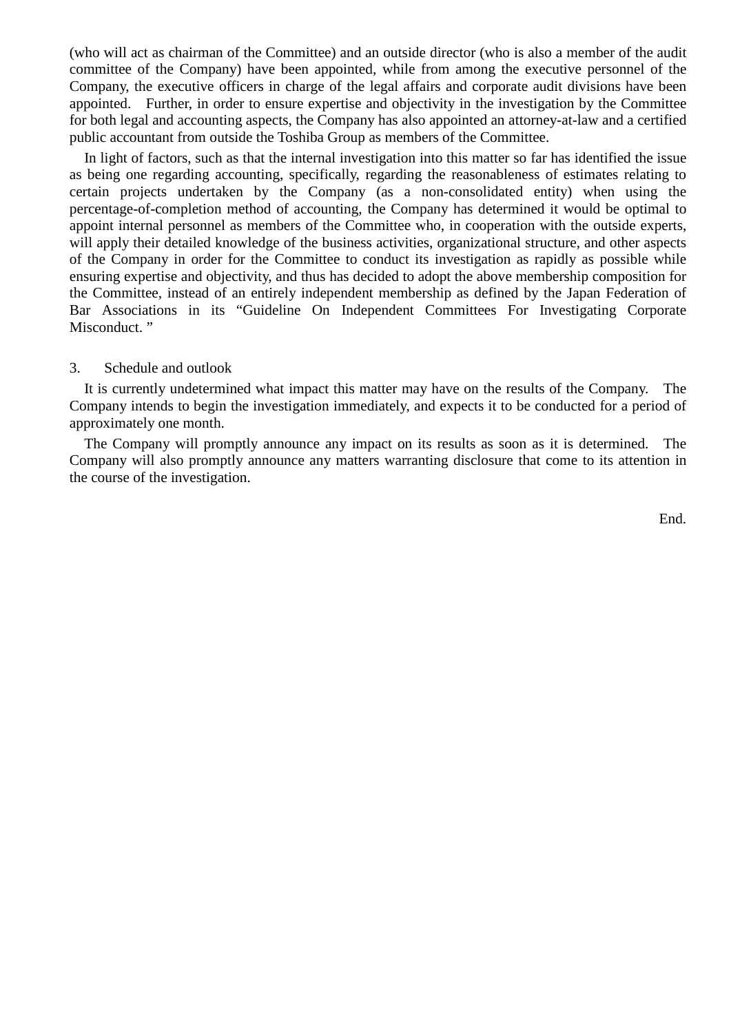(who will act as chairman of the Committee) and an outside director (who is also a member of the audit committee of the Company) have been appointed, while from among the executive personnel of the Company, the executive officers in charge of the legal affairs and corporate audit divisions have been appointed. Further, in order to ensure expertise and objectivity in the investigation by the Committee for both legal and accounting aspects, the Company has also appointed an attorney-at-law and a certified public accountant from outside the Toshiba Group as members of the Committee.

In light of factors, such as that the internal investigation into this matter so far has identified the issue as being one regarding accounting, specifically, regarding the reasonableness of estimates relating to certain projects undertaken by the Company (as a non-consolidated entity) when using the percentage-of-completion method of accounting, the Company has determined it would be optimal to appoint internal personnel as members of the Committee who, in cooperation with the outside experts, will apply their detailed knowledge of the business activities, organizational structure, and other aspects of the Company in order for the Committee to conduct its investigation as rapidly as possible while ensuring expertise and objectivity, and thus has decided to adopt the above membership composition for the Committee, instead of an entirely independent membership as defined by the Japan Federation of Bar Associations in its "Guideline On Independent Committees For Investigating Corporate Misconduct. "

3. Schedule and outlook

It is currently undetermined what impact this matter may have on the results of the Company. The Company intends to begin the investigation immediately, and expects it to be conducted for a period of approximately one month.

The Company will promptly announce any impact on its results as soon as it is determined. The Company will also promptly announce any matters warranting disclosure that come to its attention in the course of the investigation.

End.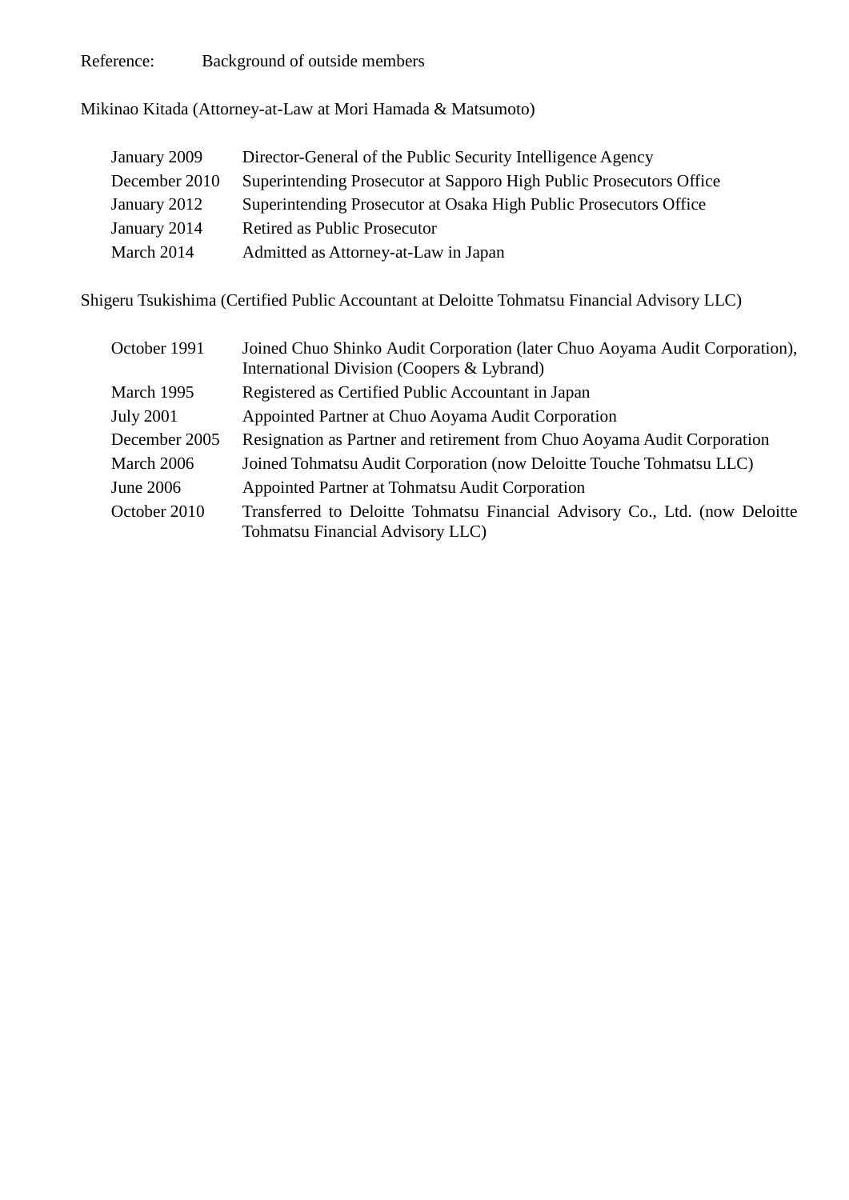Reference: Background of outside members

Mikinao Kitada (Attorney-at-Law at Mori Hamada & Matsumoto)

| | |
|---|---|
| January 2009 | Director-General of the Public Security Intelligence Agency |
| December 2010 | Superintending Prosecutor at Sapporo High Public Prosecutors Office |
| January 2012 | Superintending Prosecutor at Osaka High Public Prosecutors Office |
| January 2014 | Retired as Public Prosecutor |
| March 2014 | Admitted as Attorney-at-Law in Japan |

Shigeru Tsukishima (Certified Public Accountant at Deloitte Tohmatsu Financial Advisory LLC)

| | |
|---|---|
| October 1991 | Joined Chuo Shinko Audit Corporation (later Chuo Aoyama Audit Corporation), International Division (Coopers & Lybrand) |
| March 1995 | Registered as Certified Public Accountant in Japan |
| July 2001 | Appointed Partner at Chuo Aoyama Audit Corporation |
| December 2005 | Resignation as Partner and retirement from Chuo Aoyama Audit Corporation |
| March 2006 | Joined Tohmatsu Audit Corporation (now Deloitte Touche Tohmatsu LLC) |
| June 2006 | Appointed Partner at Tohmatsu Audit Corporation |
| October 2010 | Transferred to Deloitte Tohmatsu Financial Advisory Co., Ltd. (now Deloitte Tohmatsu Financial Advisory LLC) |